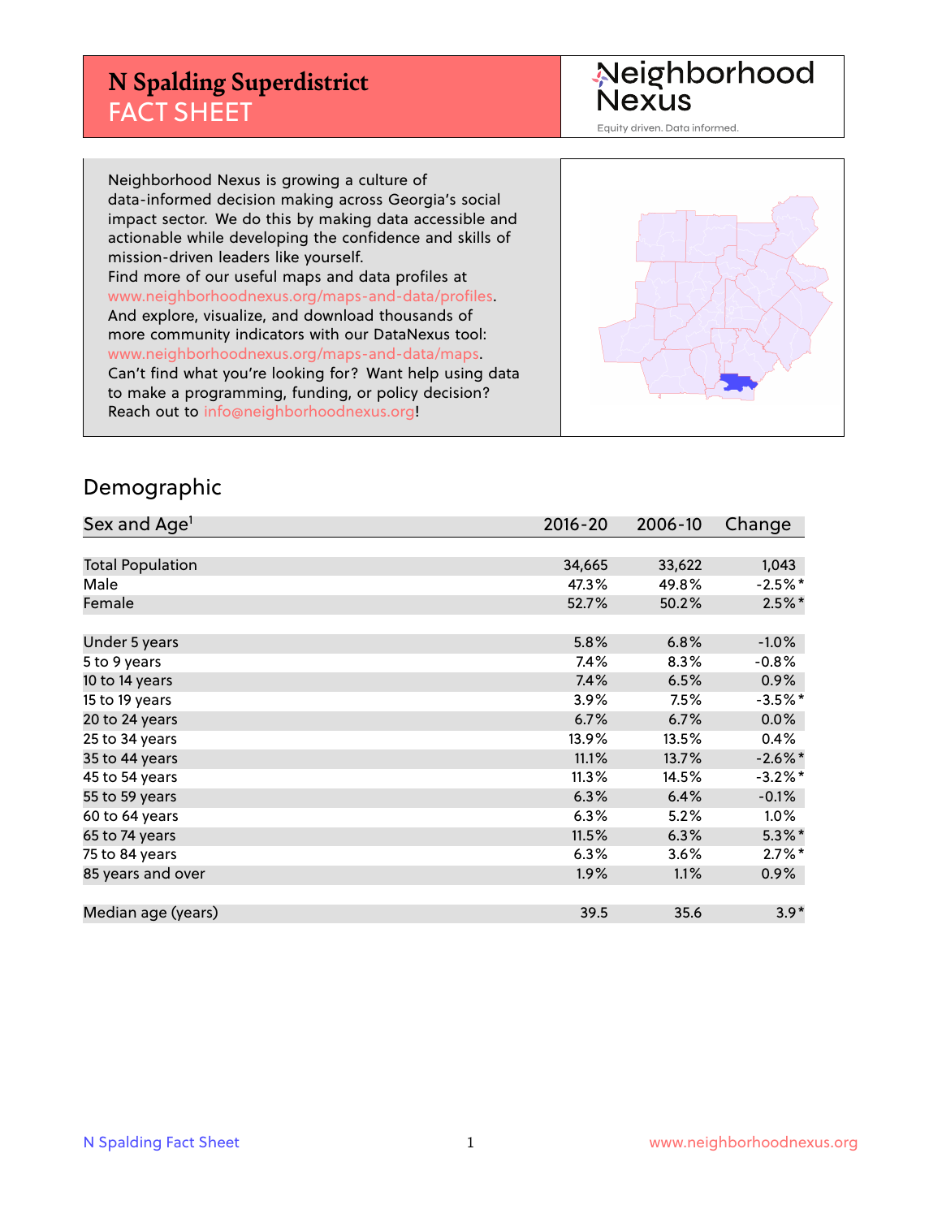# N Spalding Superdistrict FACT SHEET

Neighborhood Nexus
Equity driven. Data informed.

Neighborhood Nexus is growing a culture of data-informed decision making across Georgia's social impact sector. We do this by making data accessible and actionable while developing the confidence and skills of mission-driven leaders like yourself.
Find more of our useful maps and data profiles at www.neighborhoodnexus.org/maps-and-data/profiles.
And explore, visualize, and download thousands of more community indicators with our DataNexus tool: www.neighborhoodnexus.org/maps-and-data/maps.
Can't find what you're looking for? Want help using data to make a programming, funding, or policy decision? Reach out to info@neighborhoodnexus.org!

## Demographic

| Sex and Age[1] | 2016-20 | 2006-10 | Change |
|---|---|---|---|
| Total Population | 34,665 | 33,622 | 1,043 |
| Male | 47.3% | 49.8% | -2.5%* |
| Female | 52.7% | 50.2% | 2.5%* |
| | | | |
| Under 5 years | 5.8% | 6.8% | -1.0% |
| 5 to 9 years | 7.4% | 8.3% | -0.8% |
| 10 to 14 years | 7.4% | 6.5% | 0.9% |
| 15 to 19 years | 3.9% | 7.5% | -3.5%* |
| 20 to 24 years | 6.7% | 6.7% | 0.0% |
| 25 to 34 years | 13.9% | 13.5% | 0.4% |
| 35 to 44 years | 11.1% | 13.7% | -2.6%* |
| 45 to 54 years | 11.3% | 14.5% | -3.2%* |
| 55 to 59 years | 6.3% | 6.4% | -0.1% |
| 60 to 64 years | 6.3% | 5.2% | 1.0% |
| 65 to 74 years | 11.5% | 6.3% | 5.3%* |
| 75 to 84 years | 6.3% | 3.6% | 2.7%* |
| 85 years and over | 1.9% | 1.1% | 0.9% |
| | | | |
| Median age (years) | 39.5 | 35.6 | 3.9* |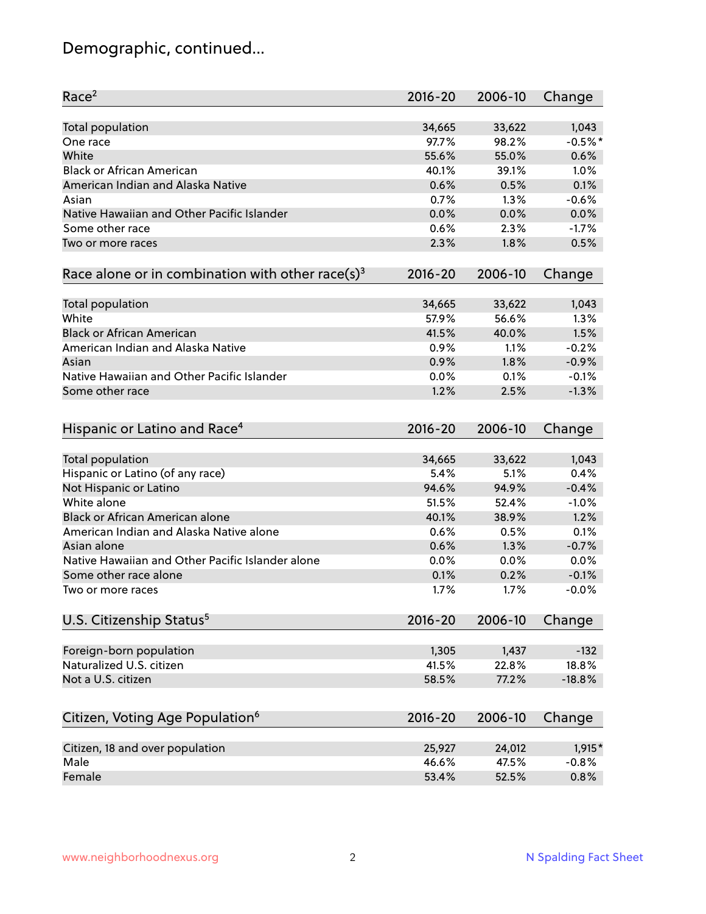# Demographic, continued...

| Race[2] | 2016-20 | 2006-10 | Change |
|---|---|---|---|
| Total population | 34,665 | 33,622 | 1,043 |
| One race | 97.7% | 98.2% | -0.5%* |
| White | 55.6% | 55.0% | 0.6% |
| Black or African American | 40.1% | 39.1% | 1.0% |
| American Indian and Alaska Native | 0.6% | 0.5% | 0.1% |
| Asian | 0.7% | 1.3% | -0.6% |
| Native Hawaiian and Other Pacific Islander | 0.0% | 0.0% | 0.0% |
| Some other race | 0.6% | 2.3% | -1.7% |
| Two or more races | 2.3% | 1.8% | 0.5% |

| Race alone or in combination with other race(s)[3] | 2016-20 | 2006-10 | Change |
|---|---|---|---|
| Total population | 34,665 | 33,622 | 1,043 |
| White | 57.9% | 56.6% | 1.3% |
| Black or African American | 41.5% | 40.0% | 1.5% |
| American Indian and Alaska Native | 0.9% | 1.1% | -0.2% |
| Asian | 0.9% | 1.8% | -0.9% |
| Native Hawaiian and Other Pacific Islander | 0.0% | 0.1% | -0.1% |
| Some other race | 1.2% | 2.5% | -1.3% |

| Hispanic or Latino and Race[4] | 2016-20 | 2006-10 | Change |
|---|---|---|---|
| Total population | 34,665 | 33,622 | 1,043 |
| Hispanic or Latino (of any race) | 5.4% | 5.1% | 0.4% |
| Not Hispanic or Latino | 94.6% | 94.9% | -0.4% |
| White alone | 51.5% | 52.4% | -1.0% |
| Black or African American alone | 40.1% | 38.9% | 1.2% |
| American Indian and Alaska Native alone | 0.6% | 0.5% | 0.1% |
| Asian alone | 0.6% | 1.3% | -0.7% |
| Native Hawaiian and Other Pacific Islander alone | 0.0% | 0.0% | 0.0% |
| Some other race alone | 0.1% | 0.2% | -0.1% |
| Two or more races | 1.7% | 1.7% | -0.0% |

| U.S. Citizenship Status[5] | 2016-20 | 2006-10 | Change |
|---|---|---|---|
| Foreign-born population | 1,305 | 1,437 | -132 |
| Naturalized U.S. citizen | 41.5% | 22.8% | 18.8% |
| Not a U.S. citizen | 58.5% | 77.2% | -18.8% |

| Citizen, Voting Age Population[6] | 2016-20 | 2006-10 | Change |
|---|---|---|---|
| Citizen, 18 and over population | 25,927 | 24,012 | 1,915* |
| Male | 46.6% | 47.5% | -0.8% |
| Female | 53.4% | 52.5% | 0.8% |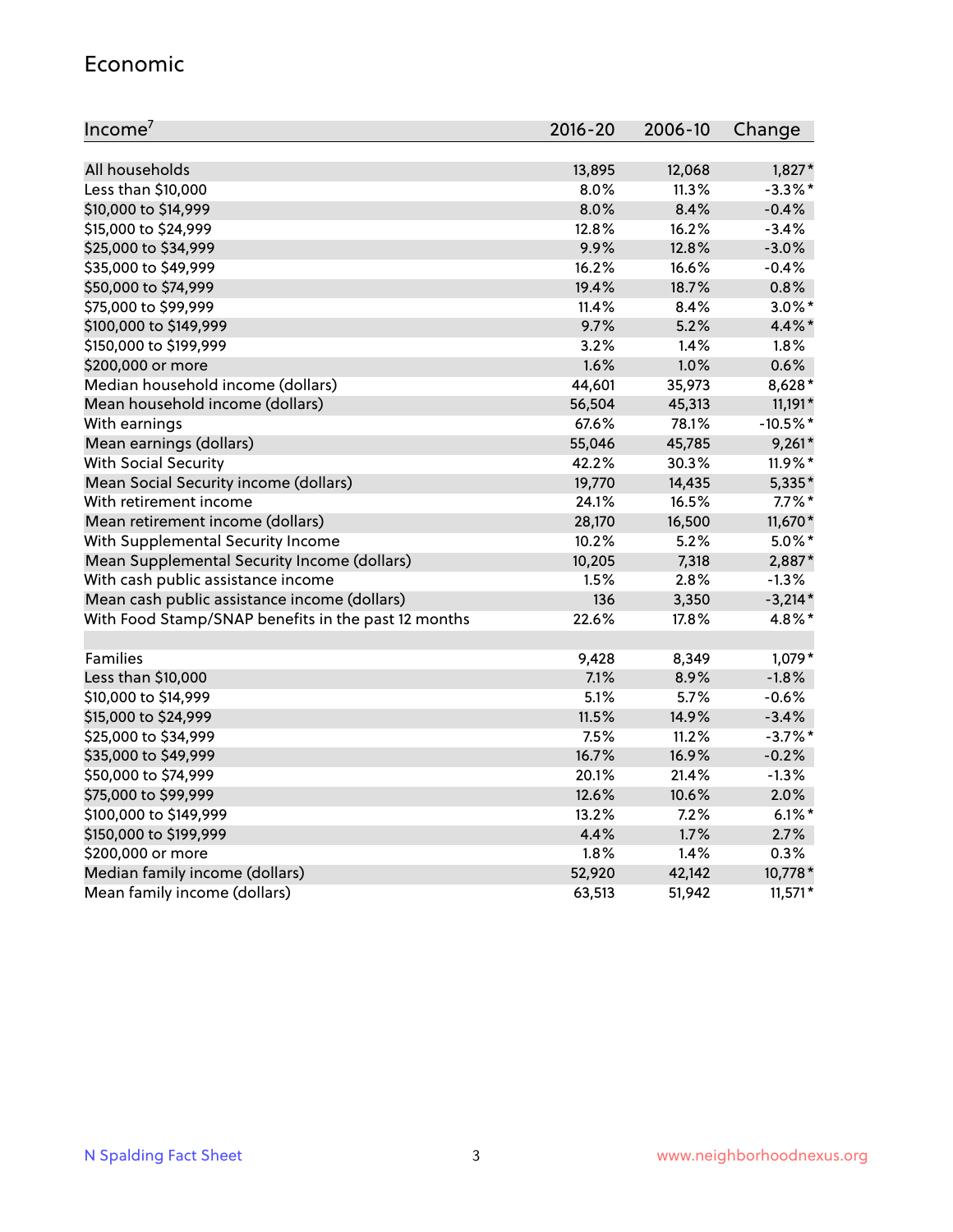## Economic

| Income[7] | 2016-20 | 2006-10 | Change |
|---|---|---|---|
| All households | 13,895 | 12,068 | 1,827* |
| Less than $10,000 | 8.0% | 11.3% | -3.3%* |
| $10,000 to $14,999 | 8.0% | 8.4% | -0.4% |
| $15,000 to $24,999 | 12.8% | 16.2% | -3.4% |
| $25,000 to $34,999 | 9.9% | 12.8% | -3.0% |
| $35,000 to $49,999 | 16.2% | 16.6% | -0.4% |
| $50,000 to $74,999 | 19.4% | 18.7% | 0.8% |
| $75,000 to $99,999 | 11.4% | 8.4% | 3.0%* |
| $100,000 to $149,999 | 9.7% | 5.2% | 4.4%* |
| $150,000 to $199,999 | 3.2% | 1.4% | 1.8% |
| $200,000 or more | 1.6% | 1.0% | 0.6% |
| Median household income (dollars) | 44,601 | 35,973 | 8,628* |
| Mean household income (dollars) | 56,504 | 45,313 | 11,191* |
| With earnings | 67.6% | 78.1% | -10.5%* |
| Mean earnings (dollars) | 55,046 | 45,785 | 9,261* |
| With Social Security | 42.2% | 30.3% | 11.9%* |
| Mean Social Security income (dollars) | 19,770 | 14,435 | 5,335* |
| With retirement income | 24.1% | 16.5% | 7.7%* |
| Mean retirement income (dollars) | 28,170 | 16,500 | 11,670* |
| With Supplemental Security Income | 10.2% | 5.2% | 5.0%* |
| Mean Supplemental Security Income (dollars) | 10,205 | 7,318 | 2,887* |
| With cash public assistance income | 1.5% | 2.8% | -1.3% |
| Mean cash public assistance income (dollars) | 136 | 3,350 | -3,214* |
| With Food Stamp/SNAP benefits in the past 12 months | 22.6% | 17.8% | 4.8%* |
| | | | |
| Families | 9,428 | 8,349 | 1,079* |
| Less than $10,000 | 7.1% | 8.9% | -1.8% |
| $10,000 to $14,999 | 5.1% | 5.7% | -0.6% |
| $15,000 to $24,999 | 11.5% | 14.9% | -3.4% |
| $25,000 to $34,999 | 7.5% | 11.2% | -3.7%* |
| $35,000 to $49,999 | 16.7% | 16.9% | -0.2% |
| $50,000 to $74,999 | 20.1% | 21.4% | -1.3% |
| $75,000 to $99,999 | 12.6% | 10.6% | 2.0% |
| $100,000 to $149,999 | 13.2% | 7.2% | 6.1%* |
| $150,000 to $199,999 | 4.4% | 1.7% | 2.7% |
| $200,000 or more | 1.8% | 1.4% | 0.3% |
| Median family income (dollars) | 52,920 | 42,142 | 10,778* |
| Mean family income (dollars) | 63,513 | 51,942 | 11,571* |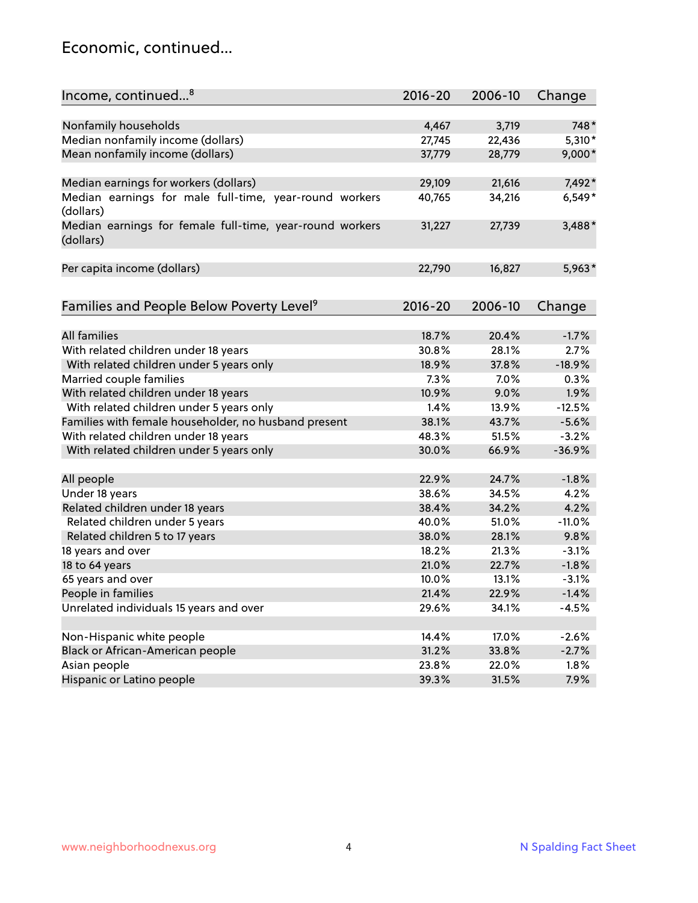# Economic, continued...

| Income, continued...[8] | 2016-20 | 2006-10 | Change |
|---|---|---|---|
| Nonfamily households | 4,467 | 3,719 | 748* |
| Median nonfamily income (dollars) | 27,745 | 22,436 | 5,310* |
| Mean nonfamily income (dollars) | 37,779 | 28,779 | 9,000* |
| Median earnings for workers (dollars) | 29,109 | 21,616 | 7,492* |
| Median earnings for male full-time, year-round workers (dollars) | 40,765 | 34,216 | 6,549* |
| Median earnings for female full-time, year-round workers (dollars) | 31,227 | 27,739 | 3,488* |
| Per capita income (dollars) | 22,790 | 16,827 | 5,963* |

| Families and People Below Poverty Level[9] | 2016-20 | 2006-10 | Change |
|---|---|---|---|
| All families | 18.7% | 20.4% | -1.7% |
| With related children under 18 years | 30.8% | 28.1% | 2.7% |
| With related children under 5 years only | 18.9% | 37.8% | -18.9% |
| Married couple families | 7.3% | 7.0% | 0.3% |
| With related children under 18 years | 10.9% | 9.0% | 1.9% |
| With related children under 5 years only | 1.4% | 13.9% | -12.5% |
| Families with female householder, no husband present | 38.1% | 43.7% | -5.6% |
| With related children under 18 years | 48.3% | 51.5% | -3.2% |
| With related children under 5 years only | 30.0% | 66.9% | -36.9% |
| All people | 22.9% | 24.7% | -1.8% |
| Under 18 years | 38.6% | 34.5% | 4.2% |
| Related children under 18 years | 38.4% | 34.2% | 4.2% |
| Related children under 5 years | 40.0% | 51.0% | -11.0% |
| Related children 5 to 17 years | 38.0% | 28.1% | 9.8% |
| 18 years and over | 18.2% | 21.3% | -3.1% |
| 18 to 64 years | 21.0% | 22.7% | -1.8% |
| 65 years and over | 10.0% | 13.1% | -3.1% |
| People in families | 21.4% | 22.9% | -1.4% |
| Unrelated individuals 15 years and over | 29.6% | 34.1% | -4.5% |
| Non-Hispanic white people | 14.4% | 17.0% | -2.6% |
| Black or African-American people | 31.2% | 33.8% | -2.7% |
| Asian people | 23.8% | 22.0% | 1.8% |
| Hispanic or Latino people | 39.3% | 31.5% | 7.9% |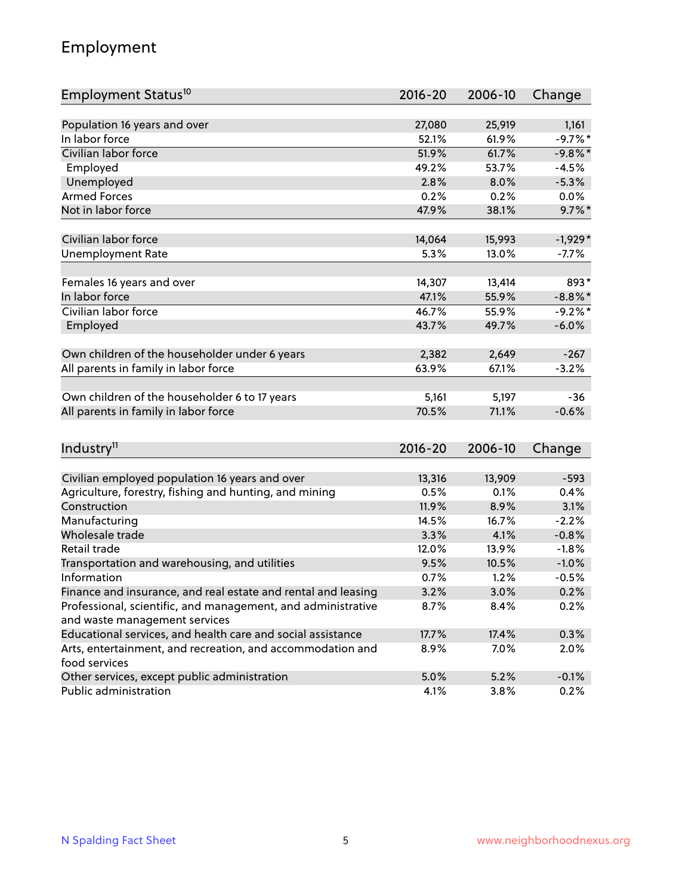## Employment

| Employment Status[10] | 2016-20 | 2006-10 | Change |
|---|---|---|---|
| Population 16 years and over | 27,080 | 25,919 | 1,161 |
| In labor force | 52.1% | 61.9% | -9.7%* |
| Civilian labor force | 51.9% | 61.7% | -9.8%* |
| Employed | 49.2% | 53.7% | -4.5% |
| Unemployed | 2.8% | 8.0% | -5.3% |
| Armed Forces | 0.2% | 0.2% | 0.0% |
| Not in labor force | 47.9% | 38.1% | 9.7%* |
| | | | |
| Civilian labor force | 14,064 | 15,993 | -1,929* |
| Unemployment Rate | 5.3% | 13.0% | -7.7% |
| | | | |
| Females 16 years and over | 14,307 | 13,414 | 893* |
| In labor force | 47.1% | 55.9% | -8.8%* |
| Civilian labor force | 46.7% | 55.9% | -9.2%* |
| Employed | 43.7% | 49.7% | -6.0% |
| | | | |
| Own children of the householder under 6 years | 2,382 | 2,649 | -267 |
| All parents in family in labor force | 63.9% | 67.1% | -3.2% |
| | | | |
| Own children of the householder 6 to 17 years | 5,161 | 5,197 | -36 |
| All parents in family in labor force | 70.5% | 71.1% | -0.6% |

| Industry[11] | 2016-20 | 2006-10 | Change |
|---|---|---|---|
| Civilian employed population 16 years and over | 13,316 | 13,909 | -593 |
| Agriculture, forestry, fishing and hunting, and mining | 0.5% | 0.1% | 0.4% |
| Construction | 11.9% | 8.9% | 3.1% |
| Manufacturing | 14.5% | 16.7% | -2.2% |
| Wholesale trade | 3.3% | 4.1% | -0.8% |
| Retail trade | 12.0% | 13.9% | -1.8% |
| Transportation and warehousing, and utilities | 9.5% | 10.5% | -1.0% |
| Information | 0.7% | 1.2% | -0.5% |
| Finance and insurance, and real estate and rental and leasing | 3.2% | 3.0% | 0.2% |
| Professional, scientific, and management, and administrative and waste management services | 8.7% | 8.4% | 0.2% |
| Educational services, and health care and social assistance | 17.7% | 17.4% | 0.3% |
| Arts, entertainment, and recreation, and accommodation and food services | 8.9% | 7.0% | 2.0% |
| Other services, except public administration | 5.0% | 5.2% | -0.1% |
| Public administration | 4.1% | 3.8% | 0.2% |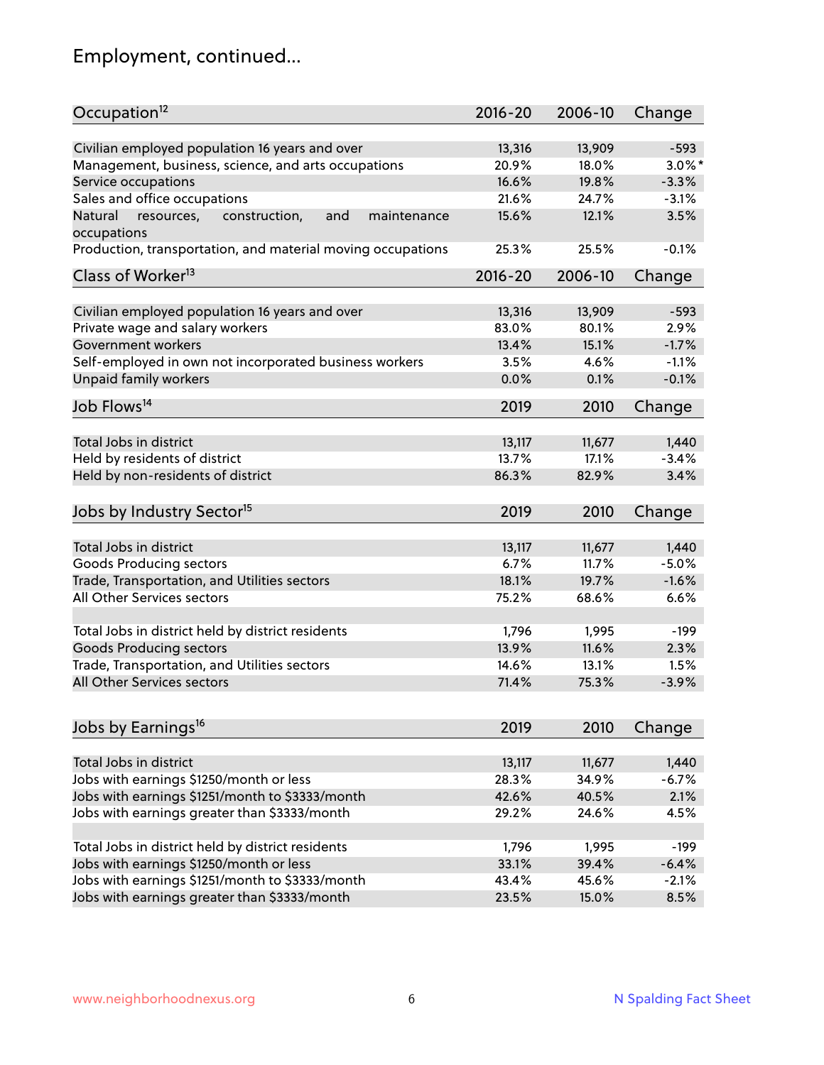# Employment, continued...

| Occupation[12] | 2016-20 | 2006-10 | Change |
|---|---|---|---|
| Civilian employed population 16 years and over | 13,316 | 13,909 | -593 |
| Management, business, science, and arts occupations | 20.9% | 18.0% | 3.0%* |
| Service occupations | 16.6% | 19.8% | -3.3% |
| Sales and office occupations | 21.6% | 24.7% | -3.1% |
| Natural resources, construction, and maintenance occupations | 15.6% | 12.1% | 3.5% |
| Production, transportation, and material moving occupations | 25.3% | 25.5% | -0.1% |

| Class of Worker[13] | 2016-20 | 2006-10 | Change |
|---|---|---|---|
| Civilian employed population 16 years and over | 13,316 | 13,909 | -593 |
| Private wage and salary workers | 83.0% | 80.1% | 2.9% |
| Government workers | 13.4% | 15.1% | -1.7% |
| Self-employed in own not incorporated business workers | 3.5% | 4.6% | -1.1% |
| Unpaid family workers | 0.0% | 0.1% | -0.1% |

| Job Flows[14] | 2019 | 2010 | Change |
|---|---|---|---|
| Total Jobs in district | 13,117 | 11,677 | 1,440 |
| Held by residents of district | 13.7% | 17.1% | -3.4% |
| Held by non-residents of district | 86.3% | 82.9% | 3.4% |

| Jobs by Industry Sector[15] | 2019 | 2010 | Change |
|---|---|---|---|
| Total Jobs in district | 13,117 | 11,677 | 1,440 |
| Goods Producing sectors | 6.7% | 11.7% | -5.0% |
| Trade, Transportation, and Utilities sectors | 18.1% | 19.7% | -1.6% |
| All Other Services sectors | 75.2% | 68.6% | 6.6% |
| | | | |
| Total Jobs in district held by district residents | 1,796 | 1,995 | -199 |
| Goods Producing sectors | 13.9% | 11.6% | 2.3% |
| Trade, Transportation, and Utilities sectors | 14.6% | 13.1% | 1.5% |
| All Other Services sectors | 71.4% | 75.3% | -3.9% |

| Jobs by Earnings[16] | 2019 | 2010 | Change |
|---|---|---|---|
| Total Jobs in district | 13,117 | 11,677 | 1,440 |
| Jobs with earnings $1250/month or less | 28.3% | 34.9% | -6.7% |
| Jobs with earnings $1251/month to $3333/month | 42.6% | 40.5% | 2.1% |
| Jobs with earnings greater than $3333/month | 29.2% | 24.6% | 4.5% |
| | | | |
| Total Jobs in district held by district residents | 1,796 | 1,995 | -199 |
| Jobs with earnings $1250/month or less | 33.1% | 39.4% | -6.4% |
| Jobs with earnings $1251/month to $3333/month | 43.4% | 45.6% | -2.1% |
| Jobs with earnings greater than $3333/month | 23.5% | 15.0% | 8.5% |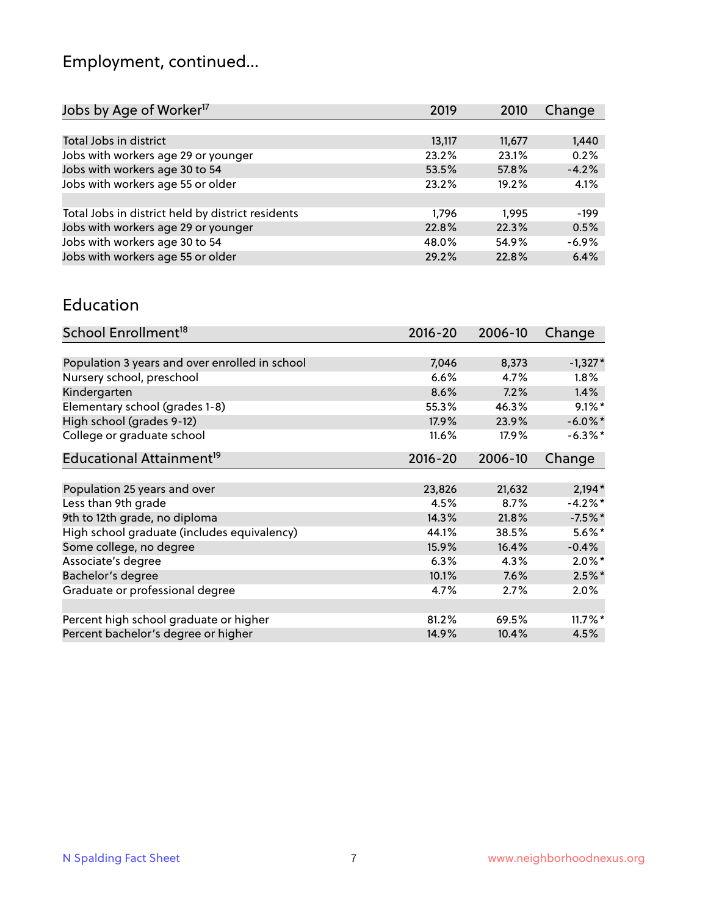# Employment, continued...

| Jobs by Age of Worker[17] | 2019 | 2010 | Change |
|---|---|---|---|
| Total Jobs in district | 13,117 | 11,677 | 1,440 |
| Jobs with workers age 29 or younger | 23.2% | 23.1% | 0.2% |
| Jobs with workers age 30 to 54 | 53.5% | 57.8% | -4.2% |
| Jobs with workers age 55 or older | 23.2% | 19.2% | 4.1% |
| | | | |
| Total Jobs in district held by district residents | 1,796 | 1,995 | -199 |
| Jobs with workers age 29 or younger | 22.8% | 22.3% | 0.5% |
| Jobs with workers age 30 to 54 | 48.0% | 54.9% | -6.9% |
| Jobs with workers age 55 or older | 29.2% | 22.8% | 6.4% |

# Education

| School Enrollment[18] | 2016-20 | 2006-10 | Change |
|---|---|---|---|
| Population 3 years and over enrolled in school | 7,046 | 8,373 | -1,327* |
| Nursery school, preschool | 6.6% | 4.7% | 1.8% |
| Kindergarten | 8.6% | 7.2% | 1.4% |
| Elementary school (grades 1-8) | 55.3% | 46.3% | 9.1%* |
| High school (grades 9-12) | 17.9% | 23.9% | -6.0%* |
| College or graduate school | 11.6% | 17.9% | -6.3%* |

| Educational Attainment[19] | 2016-20 | 2006-10 | Change |
|---|---|---|---|
| Population 25 years and over | 23,826 | 21,632 | 2,194* |
| Less than 9th grade | 4.5% | 8.7% | -4.2%* |
| 9th to 12th grade, no diploma | 14.3% | 21.8% | -7.5%* |
| High school graduate (includes equivalency) | 44.1% | 38.5% | 5.6%* |
| Some college, no degree | 15.9% | 16.4% | -0.4% |
| Associate's degree | 6.3% | 4.3% | 2.0%* |
| Bachelor's degree | 10.1% | 7.6% | 2.5%* |
| Graduate or professional degree | 4.7% | 2.7% | 2.0% |
| | | | |
| Percent high school graduate or higher | 81.2% | 69.5% | 11.7%* |
| Percent bachelor's degree or higher | 14.9% | 10.4% | 4.5% |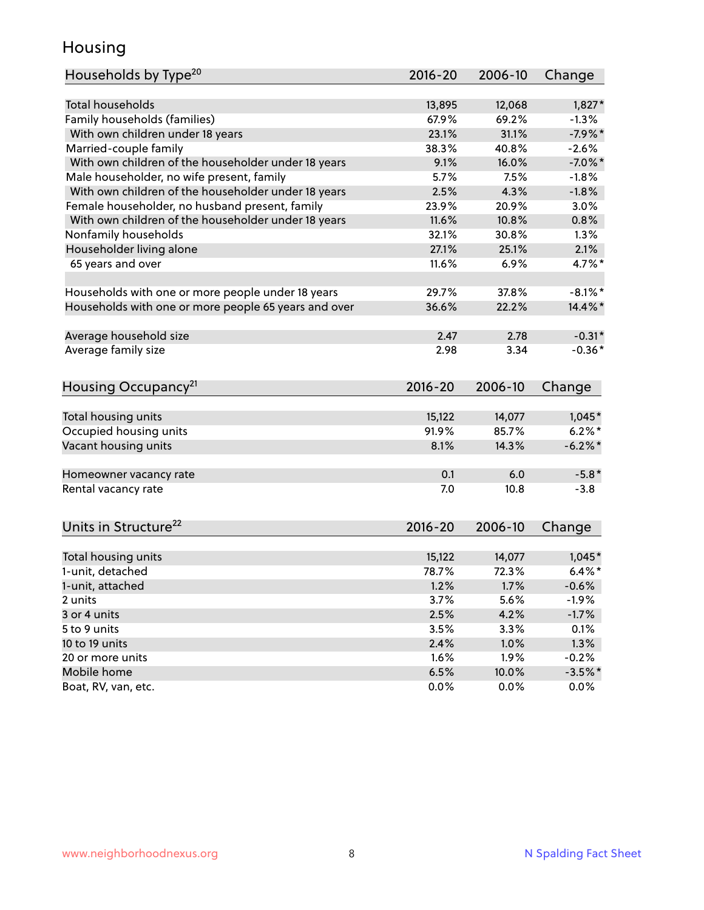# Housing

| Households by Type[20] | 2016-20 | 2006-10 | Change |
|---|---|---|---|
| Total households | 13,895 | 12,068 | 1,827* |
| Family households (families) | 67.9% | 69.2% | -1.3% |
| With own children under 18 years | 23.1% | 31.1% | -7.9%* |
| Married-couple family | 38.3% | 40.8% | -2.6% |
| With own children of the householder under 18 years | 9.1% | 16.0% | -7.0%* |
| Male householder, no wife present, family | 5.7% | 7.5% | -1.8% |
| With own children of the householder under 18 years | 2.5% | 4.3% | -1.8% |
| Female householder, no husband present, family | 23.9% | 20.9% | 3.0% |
| With own children of the householder under 18 years | 11.6% | 10.8% | 0.8% |
| Nonfamily households | 32.1% | 30.8% | 1.3% |
| Householder living alone | 27.1% | 25.1% | 2.1% |
| 65 years and over | 11.6% | 6.9% | 4.7%* |
| | | | |
| Households with one or more people under 18 years | 29.7% | 37.8% | -8.1%* |
| Households with one or more people 65 years and over | 36.6% | 22.2% | 14.4%* |
| | | | |
| Average household size | 2.47 | 2.78 | -0.31* |
| Average family size | 2.98 | 3.34 | -0.36* |

| Housing Occupancy[21] | 2016-20 | 2006-10 | Change |
|---|---|---|---|
| Total housing units | 15,122 | 14,077 | 1,045* |
| Occupied housing units | 91.9% | 85.7% | 6.2%* |
| Vacant housing units | 8.1% | 14.3% | -6.2%* |
| | | | |
| Homeowner vacancy rate | 0.1 | 6.0 | -5.8* |
| Rental vacancy rate | 7.0 | 10.8 | -3.8 |

| Units in Structure[22] | 2016-20 | 2006-10 | Change |
|---|---|---|---|
| Total housing units | 15,122 | 14,077 | 1,045* |
| 1-unit, detached | 78.7% | 72.3% | 6.4%* |
| 1-unit, attached | 1.2% | 1.7% | -0.6% |
| 2 units | 3.7% | 5.6% | -1.9% |
| 3 or 4 units | 2.5% | 4.2% | -1.7% |
| 5 to 9 units | 3.5% | 3.3% | 0.1% |
| 10 to 19 units | 2.4% | 1.0% | 1.3% |
| 20 or more units | 1.6% | 1.9% | -0.2% |
| Mobile home | 6.5% | 10.0% | -3.5%* |
| Boat, RV, van, etc. | 0.0% | 0.0% | 0.0% |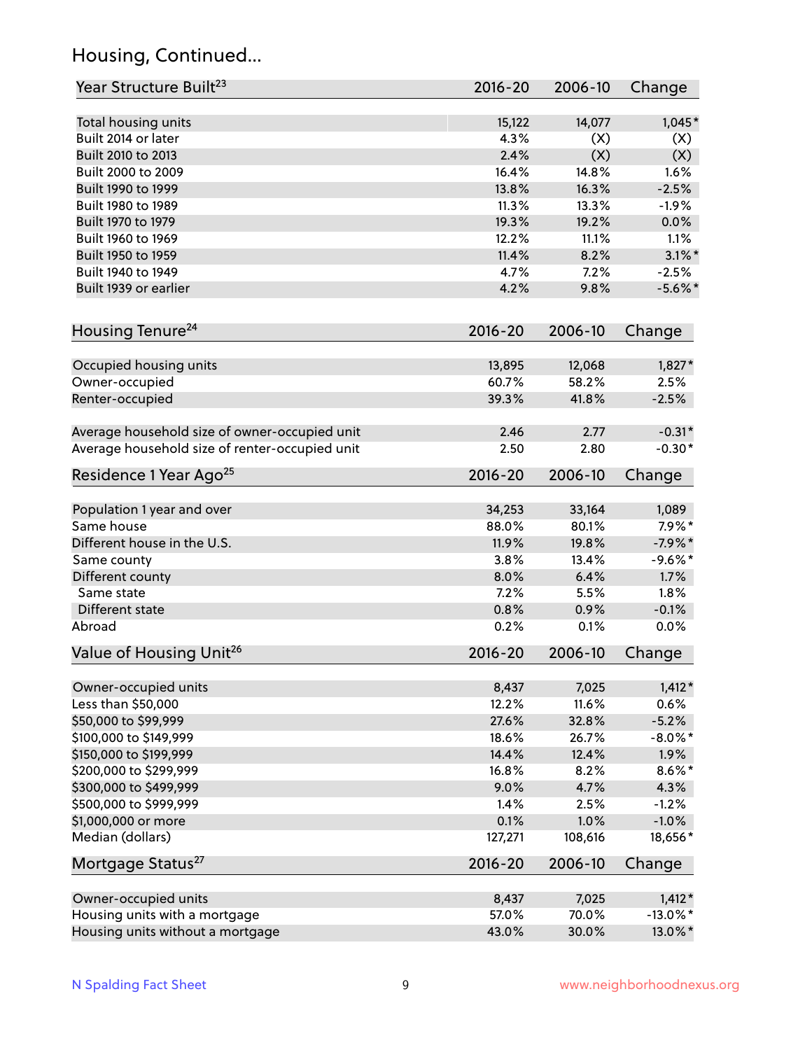## Housing, Continued...

| Year Structure Built[23] | 2016-20 | 2006-10 | Change |
|---|---|---|---|
| Total housing units | 15,122 | 14,077 | 1,045* |
| Built 2014 or later | 4.3% | (X) | (X) |
| Built 2010 to 2013 | 2.4% | (X) | (X) |
| Built 2000 to 2009 | 16.4% | 14.8% | 1.6% |
| Built 1990 to 1999 | 13.8% | 16.3% | -2.5% |
| Built 1980 to 1989 | 11.3% | 13.3% | -1.9% |
| Built 1970 to 1979 | 19.3% | 19.2% | 0.0% |
| Built 1960 to 1969 | 12.2% | 11.1% | 1.1% |
| Built 1950 to 1959 | 11.4% | 8.2% | 3.1%* |
| Built 1940 to 1949 | 4.7% | 7.2% | -2.5% |
| Built 1939 or earlier | 4.2% | 9.8% | -5.6%* |

| Housing Tenure[24] | 2016-20 | 2006-10 | Change |
|---|---|---|---|
| Occupied housing units | 13,895 | 12,068 | 1,827* |
| Owner-occupied | 60.7% | 58.2% | 2.5% |
| Renter-occupied | 39.3% | 41.8% | -2.5% |
| Average household size of owner-occupied unit | 2.46 | 2.77 | -0.31* |
| Average household size of renter-occupied unit | 2.50 | 2.80 | -0.30* |

| Residence 1 Year Ago[25] | 2016-20 | 2006-10 | Change |
|---|---|---|---|
| Population 1 year and over | 34,253 | 33,164 | 1,089 |
| Same house | 88.0% | 80.1% | 7.9%* |
| Different house in the U.S. | 11.9% | 19.8% | -7.9%* |
| Same county | 3.8% | 13.4% | -9.6%* |
| Different county | 8.0% | 6.4% | 1.7% |
| Same state | 7.2% | 5.5% | 1.8% |
| Different state | 0.8% | 0.9% | -0.1% |
| Abroad | 0.2% | 0.1% | 0.0% |

| Value of Housing Unit[26] | 2016-20 | 2006-10 | Change |
|---|---|---|---|
| Owner-occupied units | 8,437 | 7,025 | 1,412* |
| Less than $50,000 | 12.2% | 11.6% | 0.6% |
| $50,000 to $99,999 | 27.6% | 32.8% | -5.2% |
| $100,000 to $149,999 | 18.6% | 26.7% | -8.0%* |
| $150,000 to $199,999 | 14.4% | 12.4% | 1.9% |
| $200,000 to $299,999 | 16.8% | 8.2% | 8.6%* |
| $300,000 to $499,999 | 9.0% | 4.7% | 4.3% |
| $500,000 to $999,999 | 1.4% | 2.5% | -1.2% |
| $1,000,000 or more | 0.1% | 1.0% | -1.0% |
| Median (dollars) | 127,271 | 108,616 | 18,656* |

| Mortgage Status[27] | 2016-20 | 2006-10 | Change |
|---|---|---|---|
| Owner-occupied units | 8,437 | 7,025 | 1,412* |
| Housing units with a mortgage | 57.0% | 70.0% | -13.0%* |
| Housing units without a mortgage | 43.0% | 30.0% | 13.0%* |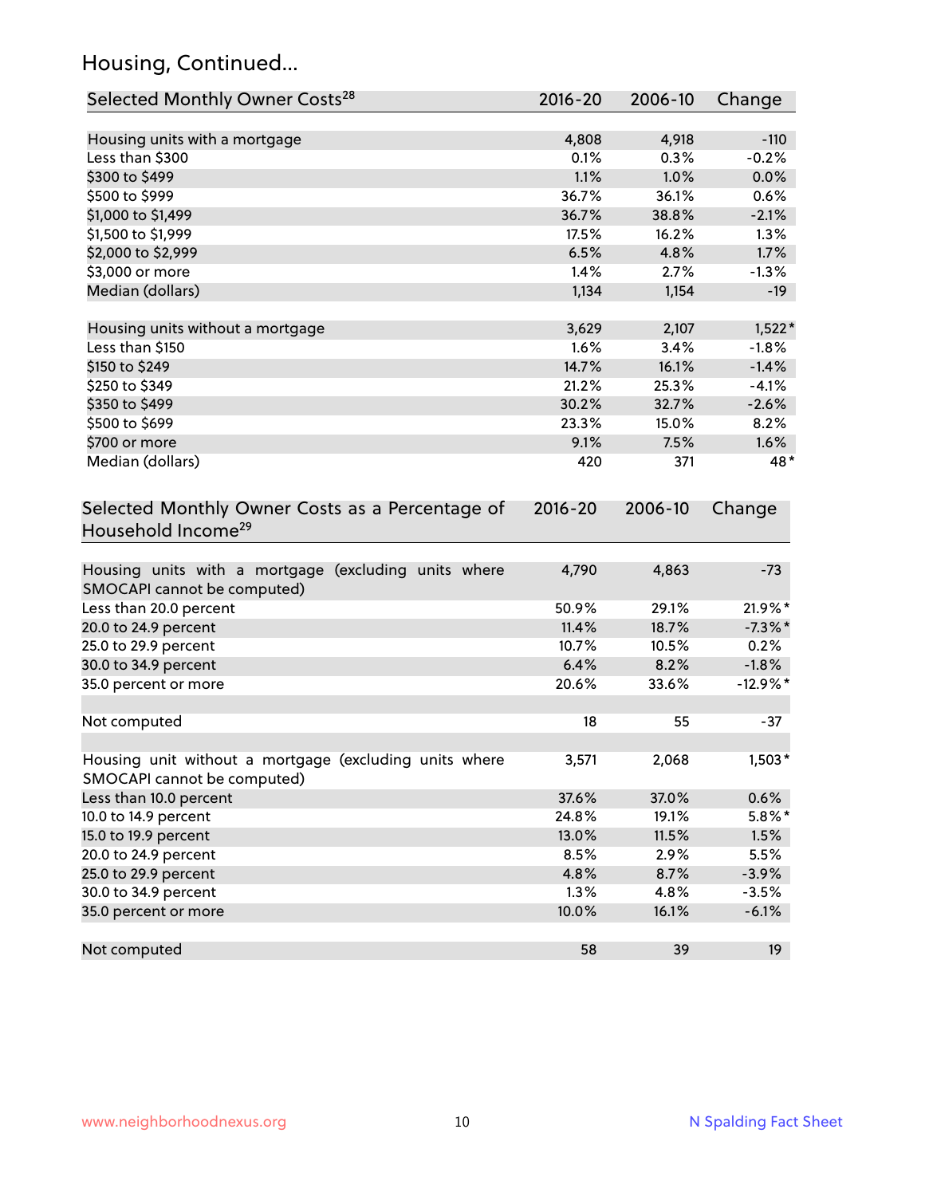## Housing, Continued...

| Selected Monthly Owner Costs[28] | 2016-20 | 2006-10 | Change |
|---|---|---|---|
| Housing units with a mortgage | 4,808 | 4,918 | -110 |
| Less than $300 | 0.1% | 0.3% | -0.2% |
| $300 to $499 | 1.1% | 1.0% | 0.0% |
| $500 to $999 | 36.7% | 36.1% | 0.6% |
| $1,000 to $1,499 | 36.7% | 38.8% | -2.1% |
| $1,500 to $1,999 | 17.5% | 16.2% | 1.3% |
| $2,000 to $2,999 | 6.5% | 4.8% | 1.7% |
| $3,000 or more | 1.4% | 2.7% | -1.3% |
| Median (dollars) | 1,134 | 1,154 | -19 |
| Housing units without a mortgage | 3,629 | 2,107 | 1,522* |
| Less than $150 | 1.6% | 3.4% | -1.8% |
| $150 to $249 | 14.7% | 16.1% | -1.4% |
| $250 to $349 | 21.2% | 25.3% | -4.1% |
| $350 to $499 | 30.2% | 32.7% | -2.6% |
| $500 to $699 | 23.3% | 15.0% | 8.2% |
| $700 or more | 9.1% | 7.5% | 1.6% |
| Median (dollars) | 420 | 371 | 48* |

| Selected Monthly Owner Costs as a Percentage of Household Income[29] | 2016-20 | 2006-10 | Change |
|---|---|---|---|
| Housing units with a mortgage (excluding units where SMOCAPI cannot be computed) | 4,790 | 4,863 | -73 |
| Less than 20.0 percent | 50.9% | 29.1% | 21.9%* |
| 20.0 to 24.9 percent | 11.4% | 18.7% | -7.3%* |
| 25.0 to 29.9 percent | 10.7% | 10.5% | 0.2% |
| 30.0 to 34.9 percent | 6.4% | 8.2% | -1.8% |
| 35.0 percent or more | 20.6% | 33.6% | -12.9%* |
| Not computed | 18 | 55 | -37 |
| Housing unit without a mortgage (excluding units where SMOCAPI cannot be computed) | 3,571 | 2,068 | 1,503* |
| Less than 10.0 percent | 37.6% | 37.0% | 0.6% |
| 10.0 to 14.9 percent | 24.8% | 19.1% | 5.8%* |
| 15.0 to 19.9 percent | 13.0% | 11.5% | 1.5% |
| 20.0 to 24.9 percent | 8.5% | 2.9% | 5.5% |
| 25.0 to 29.9 percent | 4.8% | 8.7% | -3.9% |
| 30.0 to 34.9 percent | 1.3% | 4.8% | -3.5% |
| 35.0 percent or more | 10.0% | 16.1% | -6.1% |
| Not computed | 58 | 39 | 19 |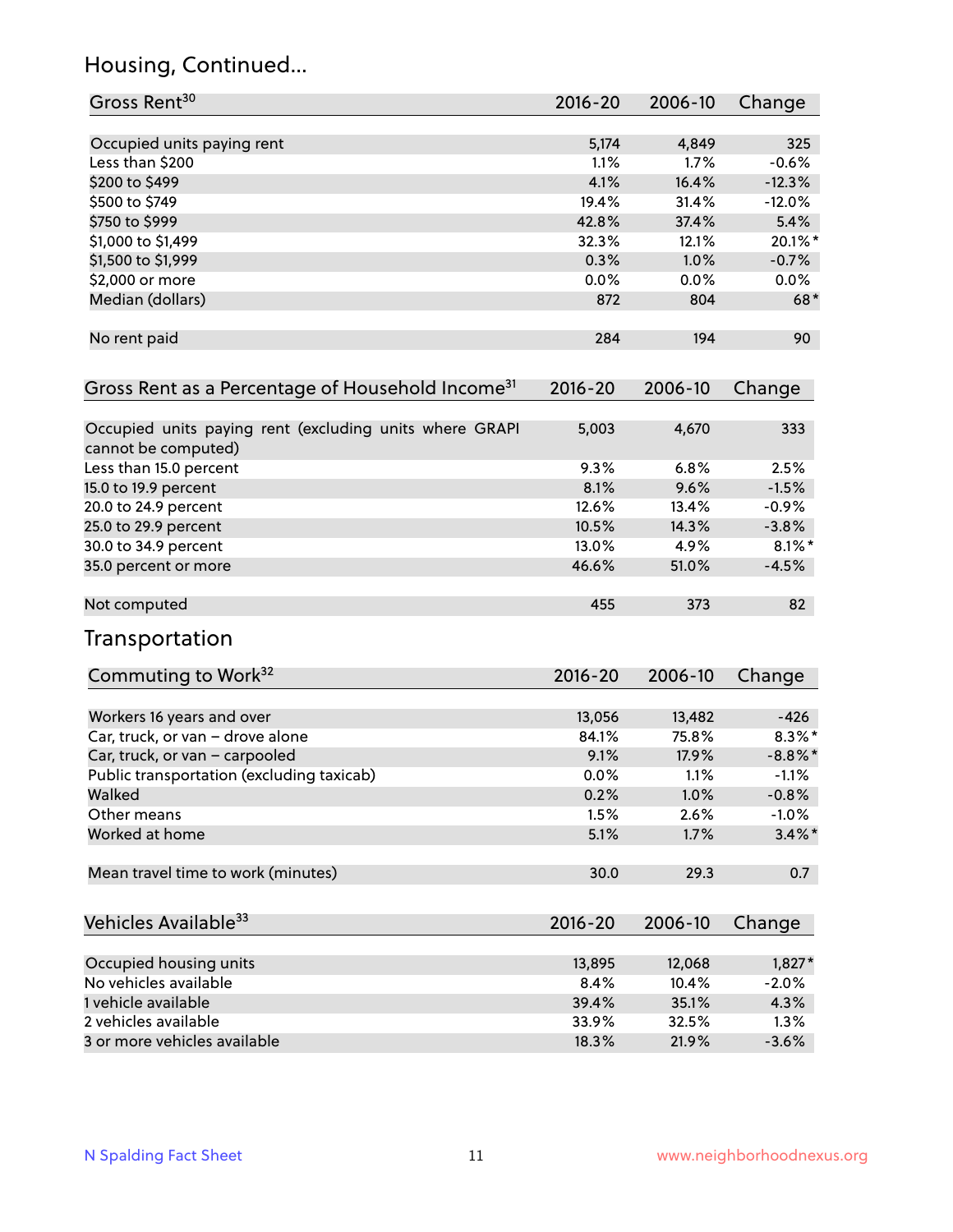## Housing, Continued...

| Gross Rent[30] | 2016-20 | 2006-10 | Change |
|---|---|---|---|
| Occupied units paying rent | 5,174 | 4,849 | 325 |
| Less than $200 | 1.1% | 1.7% | -0.6% |
| $200 to $499 | 4.1% | 16.4% | -12.3% |
| $500 to $749 | 19.4% | 31.4% | -12.0% |
| $750 to $999 | 42.8% | 37.4% | 5.4% |
| $1,000 to $1,499 | 32.3% | 12.1% | 20.1%* |
| $1,500 to $1,999 | 0.3% | 1.0% | -0.7% |
| $2,000 or more | 0.0% | 0.0% | 0.0% |
| Median (dollars) | 872 | 804 | 68* |
| No rent paid | 284 | 194 | 90 |

| Gross Rent as a Percentage of Household Income[31] | 2016-20 | 2006-10 | Change |
|---|---|---|---|
| Occupied units paying rent (excluding units where GRAPI cannot be computed) | 5,003 | 4,670 | 333 |
| Less than 15.0 percent | 9.3% | 6.8% | 2.5% |
| 15.0 to 19.9 percent | 8.1% | 9.6% | -1.5% |
| 20.0 to 24.9 percent | 12.6% | 13.4% | -0.9% |
| 25.0 to 29.9 percent | 10.5% | 14.3% | -3.8% |
| 30.0 to 34.9 percent | 13.0% | 4.9% | 8.1%* |
| 35.0 percent or more | 46.6% | 51.0% | -4.5% |
| Not computed | 455 | 373 | 82 |

## Transportation

| Commuting to Work[32] | 2016-20 | 2006-10 | Change |
|---|---|---|---|
| Workers 16 years and over | 13,056 | 13,482 | -426 |
| Car, truck, or van – drove alone | 84.1% | 75.8% | 8.3%* |
| Car, truck, or van – carpooled | 9.1% | 17.9% | -8.8%* |
| Public transportation (excluding taxicab) | 0.0% | 1.1% | -1.1% |
| Walked | 0.2% | 1.0% | -0.8% |
| Other means | 1.5% | 2.6% | -1.0% |
| Worked at home | 5.1% | 1.7% | 3.4%* |
| Mean travel time to work (minutes) | 30.0 | 29.3 | 0.7 |

| Vehicles Available[33] | 2016-20 | 2006-10 | Change |
|---|---|---|---|
| Occupied housing units | 13,895 | 12,068 | 1,827* |
| No vehicles available | 8.4% | 10.4% | -2.0% |
| 1 vehicle available | 39.4% | 35.1% | 4.3% |
| 2 vehicles available | 33.9% | 32.5% | 1.3% |
| 3 or more vehicles available | 18.3% | 21.9% | -3.6% |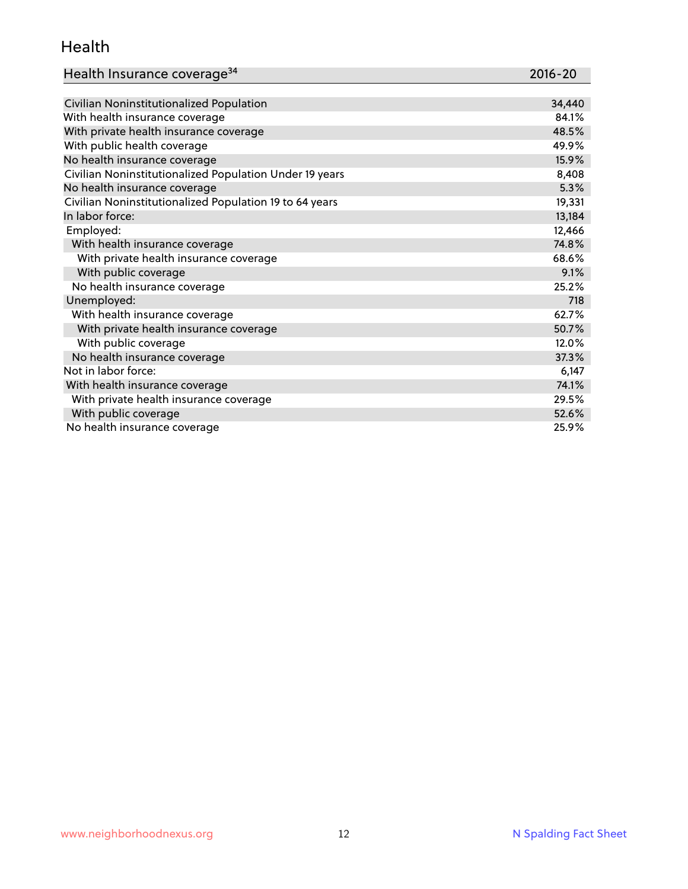## Health

| Health Insurance coverage[34] | 2016-20 |
|---|---|
| Civilian Noninstitutionalized Population | 34,440 |
| With health insurance coverage | 84.1% |
| With private health insurance coverage | 48.5% |
| With public health coverage | 49.9% |
| No health insurance coverage | 15.9% |
| Civilian Noninstitutionalized Population Under 19 years | 8,408 |
| No health insurance coverage | 5.3% |
| Civilian Noninstitutionalized Population 19 to 64 years | 19,331 |
| In labor force: | 13,184 |
| Employed: | 12,466 |
| With health insurance coverage | 74.8% |
| With private health insurance coverage | 68.6% |
| With public coverage | 9.1% |
| No health insurance coverage | 25.2% |
| Unemployed: | 718 |
| With health insurance coverage | 62.7% |
| With private health insurance coverage | 50.7% |
| With public coverage | 12.0% |
| No health insurance coverage | 37.3% |
| Not in labor force: | 6,147 |
| With health insurance coverage | 74.1% |
| With private health insurance coverage | 29.5% |
| With public coverage | 52.6% |
| No health insurance coverage | 25.9% |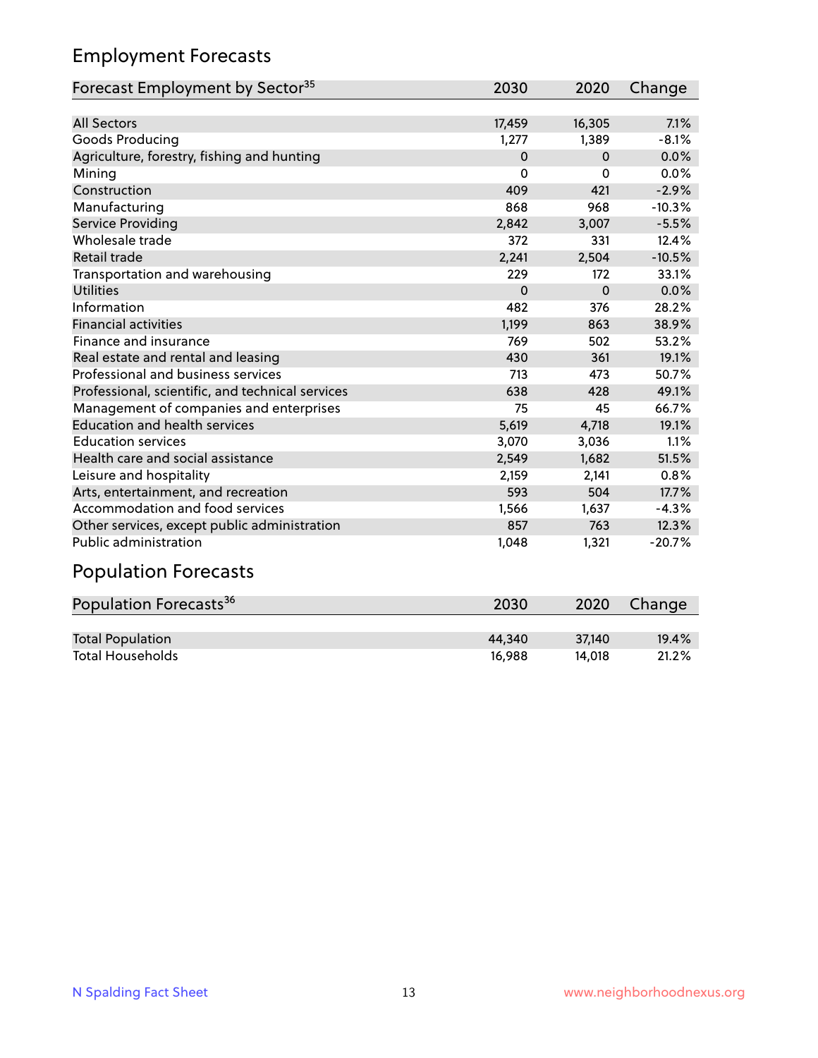## Employment Forecasts

| Forecast Employment by Sector[35] | 2030 | 2020 | Change |
|---|---|---|---|
| All Sectors | 17,459 | 16,305 | 7.1% |
| Goods Producing | 1,277 | 1,389 | -8.1% |
| Agriculture, forestry, fishing and hunting | 0 | 0 | 0.0% |
| Mining | 0 | 0 | 0.0% |
| Construction | 409 | 421 | -2.9% |
| Manufacturing | 868 | 968 | -10.3% |
| Service Providing | 2,842 | 3,007 | -5.5% |
| Wholesale trade | 372 | 331 | 12.4% |
| Retail trade | 2,241 | 2,504 | -10.5% |
| Transportation and warehousing | 229 | 172 | 33.1% |
| Utilities | 0 | 0 | 0.0% |
| Information | 482 | 376 | 28.2% |
| Financial activities | 1,199 | 863 | 38.9% |
| Finance and insurance | 769 | 502 | 53.2% |
| Real estate and rental and leasing | 430 | 361 | 19.1% |
| Professional and business services | 713 | 473 | 50.7% |
| Professional, scientific, and technical services | 638 | 428 | 49.1% |
| Management of companies and enterprises | 75 | 45 | 66.7% |
| Education and health services | 5,619 | 4,718 | 19.1% |
| Education services | 3,070 | 3,036 | 1.1% |
| Health care and social assistance | 2,549 | 1,682 | 51.5% |
| Leisure and hospitality | 2,159 | 2,141 | 0.8% |
| Arts, entertainment, and recreation | 593 | 504 | 17.7% |
| Accommodation and food services | 1,566 | 1,637 | -4.3% |
| Other services, except public administration | 857 | 763 | 12.3% |
| Public administration | 1,048 | 1,321 | -20.7% |

## Population Forecasts

| Population Forecasts[36] | 2030 | 2020 | Change |
|---|---|---|---|
| Total Population | 44,340 | 37,140 | 19.4% |
| Total Households | 16,988 | 14,018 | 21.2% |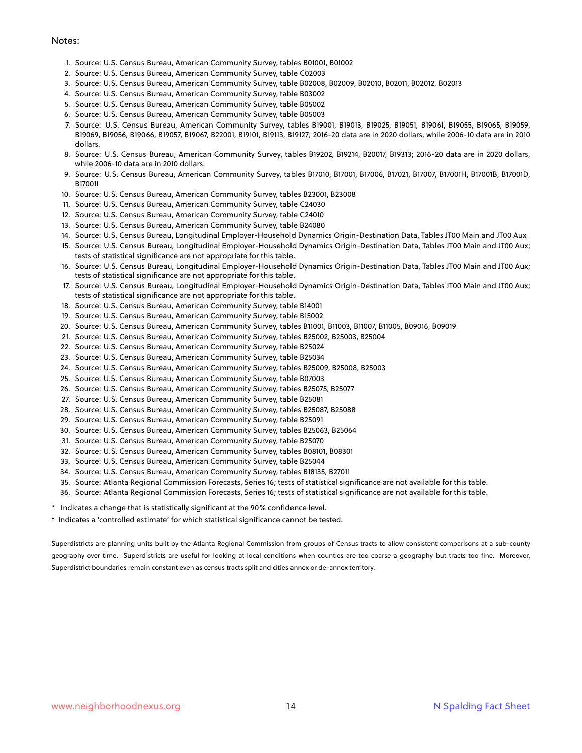Notes:

1. Source: U.S. Census Bureau, American Community Survey, tables B01001, B01002
2. Source: U.S. Census Bureau, American Community Survey, table C02003
3. Source: U.S. Census Bureau, American Community Survey, table B02008, B02009, B02010, B02011, B02012, B02013
4. Source: U.S. Census Bureau, American Community Survey, table B03002
5. Source: U.S. Census Bureau, American Community Survey, table B05002
6. Source: U.S. Census Bureau, American Community Survey, table B05003
7. Source: U.S. Census Bureau, American Community Survey, tables B19001, B19013, B19025, B19051, B19061, B19055, B19065, B19059, B19069, B19056, B19066, B19057, B19067, B22001, B19101, B19113, B19127; 2016-20 data are in 2020 dollars, while 2006-10 data are in 2010 dollars.
8. Source: U.S. Census Bureau, American Community Survey, tables B19202, B19214, B20017, B19313; 2016-20 data are in 2020 dollars, while 2006-10 data are in 2010 dollars.
9. Source: U.S. Census Bureau, American Community Survey, tables B17010, B17001, B17006, B17021, B17007, B17001H, B17001B, B17001D, B17001I
10. Source: U.S. Census Bureau, American Community Survey, tables B23001, B23008
11. Source: U.S. Census Bureau, American Community Survey, table C24030
12. Source: U.S. Census Bureau, American Community Survey, table C24010
13. Source: U.S. Census Bureau, American Community Survey, table B24080
14. Source: U.S. Census Bureau, Longitudinal Employer-Household Dynamics Origin-Destination Data, Tables JT00 Main and JT00 Aux
15. Source: U.S. Census Bureau, Longitudinal Employer-Household Dynamics Origin-Destination Data, Tables JT00 Main and JT00 Aux; tests of statistical significance are not appropriate for this table.
16. Source: U.S. Census Bureau, Longitudinal Employer-Household Dynamics Origin-Destination Data, Tables JT00 Main and JT00 Aux; tests of statistical significance are not appropriate for this table.
17. Source: U.S. Census Bureau, Longitudinal Employer-Household Dynamics Origin-Destination Data, Tables JT00 Main and JT00 Aux; tests of statistical significance are not appropriate for this table.
18. Source: U.S. Census Bureau, American Community Survey, table B14001
19. Source: U.S. Census Bureau, American Community Survey, table B15002
20. Source: U.S. Census Bureau, American Community Survey, tables B11001, B11003, B11007, B11005, B09016, B09019
21. Source: U.S. Census Bureau, American Community Survey, tables B25002, B25003, B25004
22. Source: U.S. Census Bureau, American Community Survey, table B25024
23. Source: U.S. Census Bureau, American Community Survey, table B25034
24. Source: U.S. Census Bureau, American Community Survey, tables B25009, B25008, B25003
25. Source: U.S. Census Bureau, American Community Survey, table B07003
26. Source: U.S. Census Bureau, American Community Survey, tables B25075, B25077
27. Source: U.S. Census Bureau, American Community Survey, table B25081
28. Source: U.S. Census Bureau, American Community Survey, tables B25087, B25088
29. Source: U.S. Census Bureau, American Community Survey, table B25091
30. Source: U.S. Census Bureau, American Community Survey, tables B25063, B25064
31. Source: U.S. Census Bureau, American Community Survey, table B25070
32. Source: U.S. Census Bureau, American Community Survey, tables B08101, B08301
33. Source: U.S. Census Bureau, American Community Survey, table B25044
34. Source: U.S. Census Bureau, American Community Survey, tables B18135, B27011
35. Source: Atlanta Regional Commission Forecasts, Series 16; tests of statistical significance are not available for this table.
36. Source: Atlanta Regional Commission Forecasts, Series 16; tests of statistical significance are not available for this table.

\* Indicates a change that is statistically significant at the 90% confidence level.

† Indicates a 'controlled estimate' for which statistical significance cannot be tested.

Superdistricts are planning units built by the Atlanta Regional Commission from groups of Census tracts to allow consistent comparisons at a sub-county geography over time. Superdistricts are useful for looking at local conditions when counties are too coarse a geography but tracts too fine. Moreover, Superdistrict boundaries remain constant even as census tracts split and cities annex or de-annex territory.